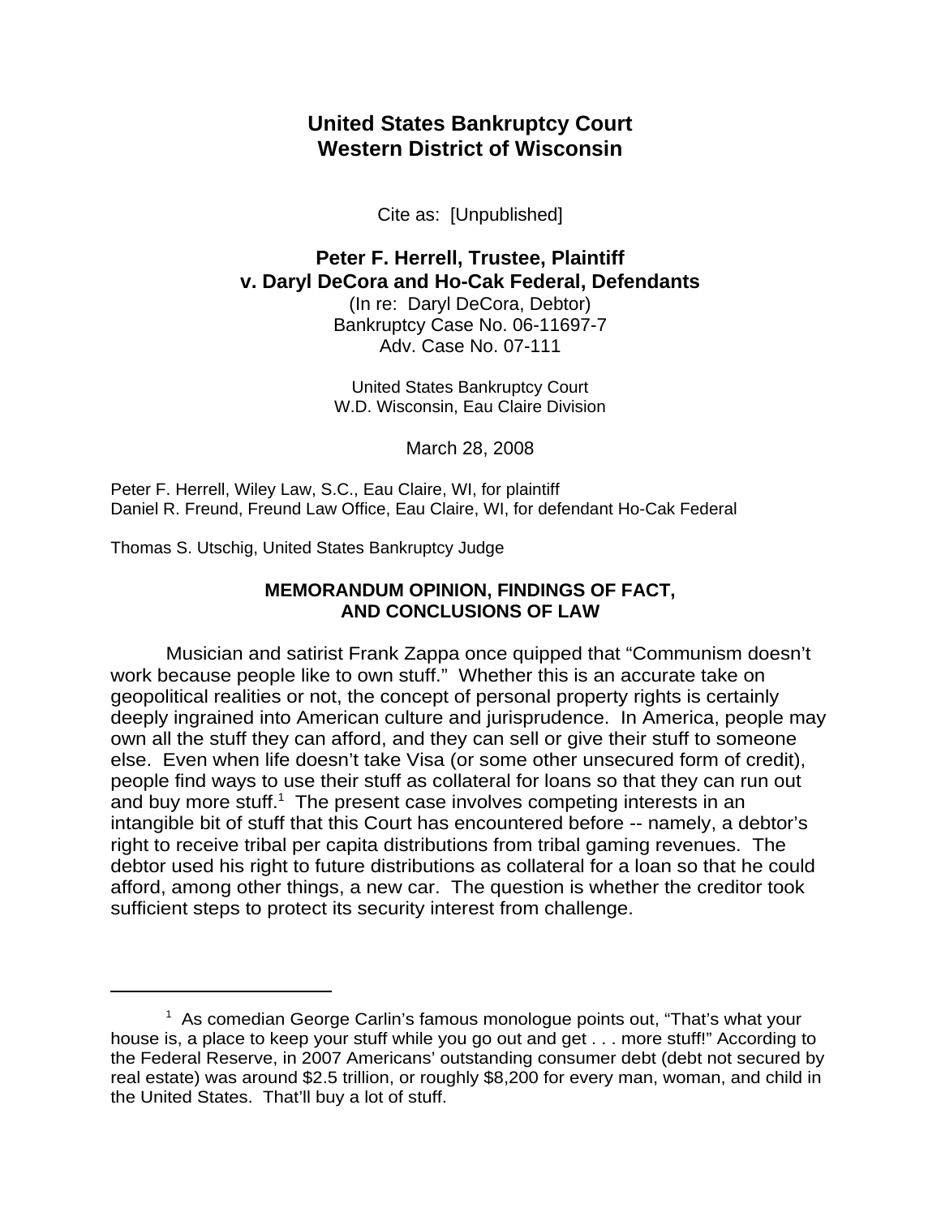# United States Bankruptcy Court
# Western District of Wisconsin

Cite as: [Unpublished]

## Peter F. Herrell, Trustee, Plaintiff
## v. Daryl DeCora and Ho-Cak Federal, Defendants

(In re: Daryl DeCora, Debtor)
Bankruptcy Case No. 06-11697-7
Adv. Case No. 07-111

United States Bankruptcy Court
W.D. Wisconsin, Eau Claire Division

March 28, 2008

Peter F. Herrell, Wiley Law, S.C., Eau Claire, WI, for plaintiff
Daniel R. Freund, Freund Law Office, Eau Claire, WI, for defendant Ho-Cak Federal

Thomas S. Utschig, United States Bankruptcy Judge

### MEMORANDUM OPINION, FINDINGS OF FACT, AND CONCLUSIONS OF LAW

Musician and satirist Frank Zappa once quipped that "Communism doesn't work because people like to own stuff." Whether this is an accurate take on geopolitical realities or not, the concept of personal property rights is certainly deeply ingrained into American culture and jurisprudence. In America, people may own all the stuff they can afford, and they can sell or give their stuff to someone else. Even when life doesn't take Visa (or some other unsecured form of credit), people find ways to use their stuff as collateral for loans so that they can run out and buy more stuff.[1] The present case involves competing interests in an intangible bit of stuff that this Court has encountered before -- namely, a debtor's right to receive tribal per capita distributions from tribal gaming revenues. The debtor used his right to future distributions as collateral for a loan so that he could afford, among other things, a new car. The question is whether the creditor took sufficient steps to protect its security interest from challenge.

---

[1] As comedian George Carlin's famous monologue points out, "That's what your house is, a place to keep your stuff while you go out and get . . . more stuff!" According to the Federal Reserve, in 2007 Americans' outstanding consumer debt (debt not secured by real estate) was around $2.5 trillion, or roughly $8,200 for every man, woman, and child in the United States. That'll buy a lot of stuff.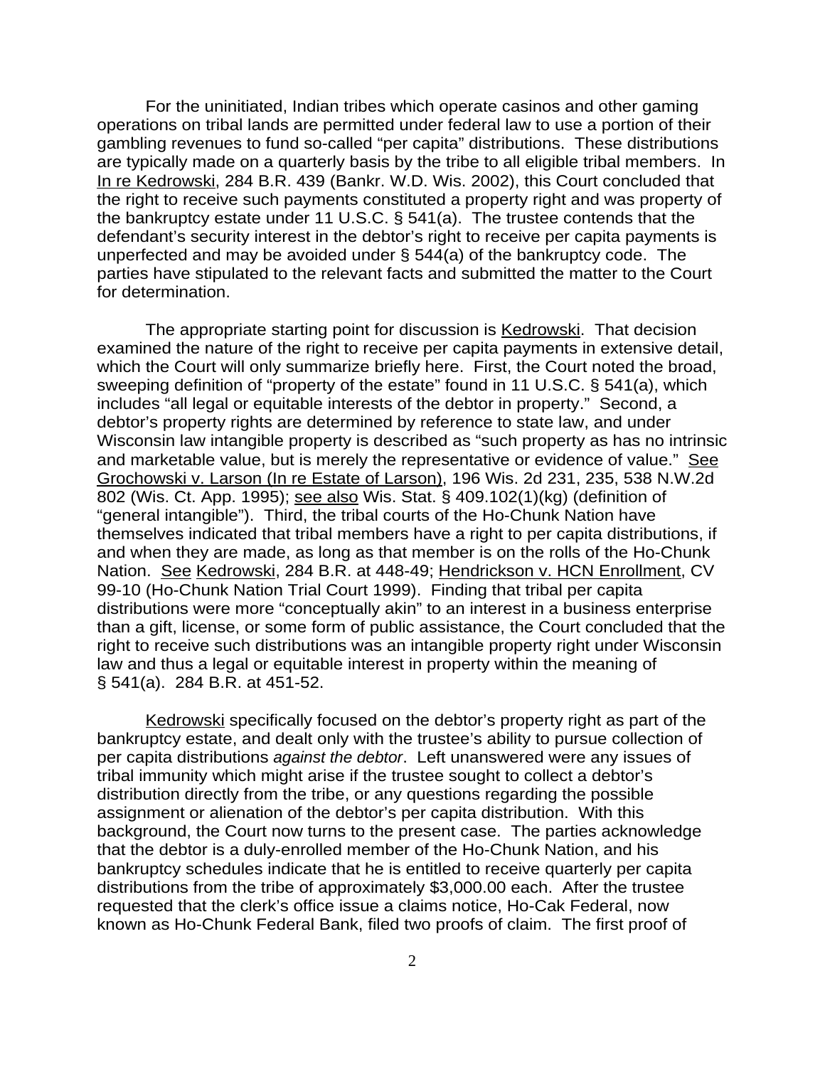For the uninitiated, Indian tribes which operate casinos and other gaming operations on tribal lands are permitted under federal law to use a portion of their gambling revenues to fund so-called "per capita" distributions. These distributions are typically made on a quarterly basis by the tribe to all eligible tribal members. In In re Kedrowski, 284 B.R. 439 (Bankr. W.D. Wis. 2002), this Court concluded that the right to receive such payments constituted a property right and was property of the bankruptcy estate under 11 U.S.C. § 541(a). The trustee contends that the defendant's security interest in the debtor's right to receive per capita payments is unperfected and may be avoided under § 544(a) of the bankruptcy code. The parties have stipulated to the relevant facts and submitted the matter to the Court for determination.

The appropriate starting point for discussion is Kedrowski. That decision examined the nature of the right to receive per capita payments in extensive detail, which the Court will only summarize briefly here. First, the Court noted the broad, sweeping definition of "property of the estate" found in 11 U.S.C. § 541(a), which includes "all legal or equitable interests of the debtor in property." Second, a debtor's property rights are determined by reference to state law, and under Wisconsin law intangible property is described as "such property as has no intrinsic and marketable value, but is merely the representative or evidence of value." See Grochowski v. Larson (In re Estate of Larson), 196 Wis. 2d 231, 235, 538 N.W.2d 802 (Wis. Ct. App. 1995); see also Wis. Stat. § 409.102(1)(kg) (definition of "general intangible"). Third, the tribal courts of the Ho-Chunk Nation have themselves indicated that tribal members have a right to per capita distributions, if and when they are made, as long as that member is on the rolls of the Ho-Chunk Nation. See Kedrowski, 284 B.R. at 448-49; Hendrickson v. HCN Enrollment, CV 99-10 (Ho-Chunk Nation Trial Court 1999). Finding that tribal per capita distributions were more "conceptually akin" to an interest in a business enterprise than a gift, license, or some form of public assistance, the Court concluded that the right to receive such distributions was an intangible property right under Wisconsin law and thus a legal or equitable interest in property within the meaning of § 541(a). 284 B.R. at 451-52.

Kedrowski specifically focused on the debtor's property right as part of the bankruptcy estate, and dealt only with the trustee's ability to pursue collection of per capita distributions *against the debtor*. Left unanswered were any issues of tribal immunity which might arise if the trustee sought to collect a debtor's distribution directly from the tribe, or any questions regarding the possible assignment or alienation of the debtor's per capita distribution. With this background, the Court now turns to the present case. The parties acknowledge that the debtor is a duly-enrolled member of the Ho-Chunk Nation, and his bankruptcy schedules indicate that he is entitled to receive quarterly per capita distributions from the tribe of approximately $3,000.00 each. After the trustee requested that the clerk's office issue a claims notice, Ho-Cak Federal, now known as Ho-Chunk Federal Bank, filed two proofs of claim. The first proof of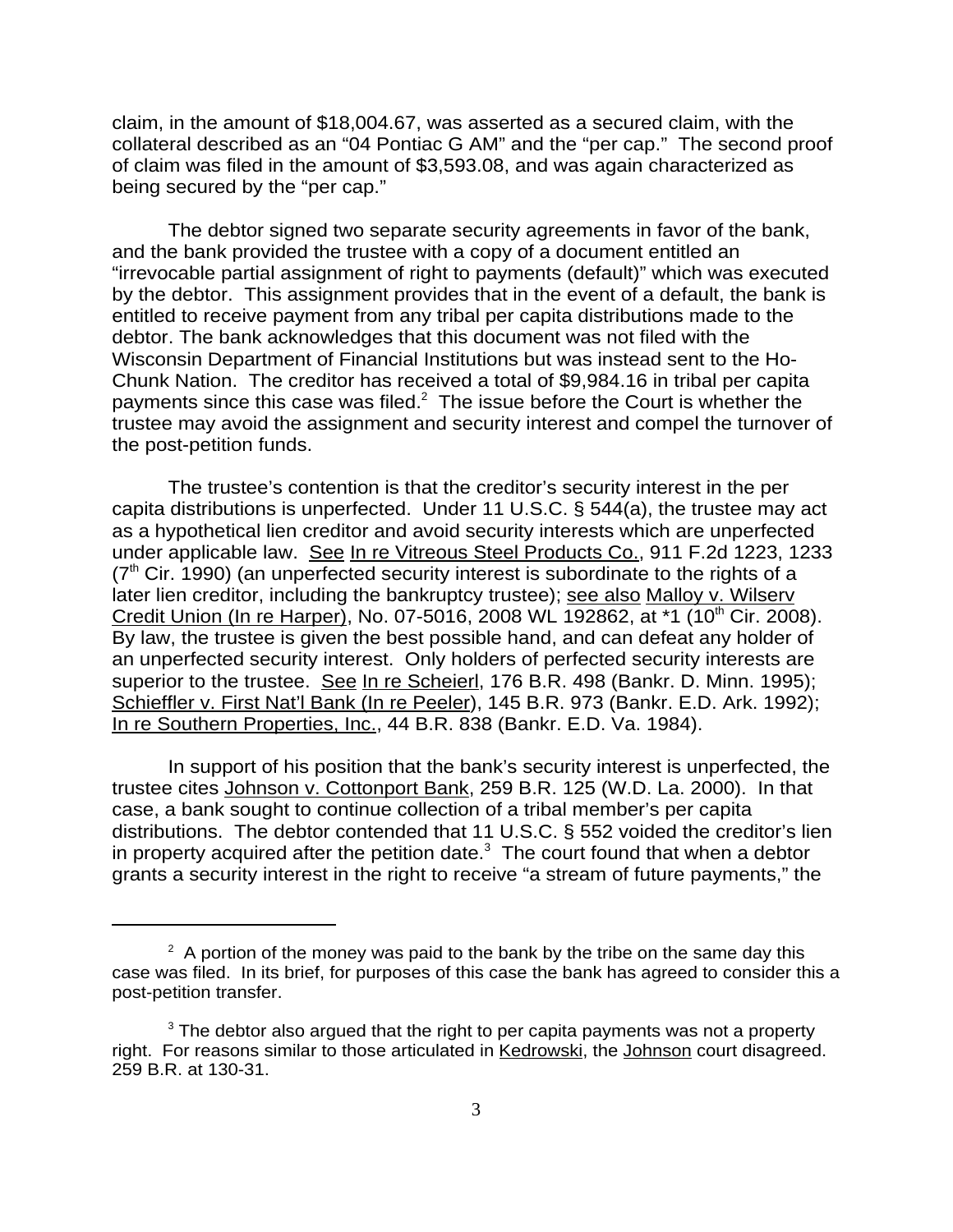claim, in the amount of $18,004.67, was asserted as a secured claim, with the collateral described as an "04 Pontiac G AM" and the "per cap." The second proof of claim was filed in the amount of $3,593.08, and was again characterized as being secured by the "per cap."

The debtor signed two separate security agreements in favor of the bank, and the bank provided the trustee with a copy of a document entitled an "irrevocable partial assignment of right to payments (default)" which was executed by the debtor. This assignment provides that in the event of a default, the bank is entitled to receive payment from any tribal per capita distributions made to the debtor. The bank acknowledges that this document was not filed with the Wisconsin Department of Financial Institutions but was instead sent to the Ho-Chunk Nation. The creditor has received a total of $9,984.16 in tribal per capita payments since this case was filed.[2] The issue before the Court is whether the trustee may avoid the assignment and security interest and compel the turnover of the post-petition funds.

The trustee's contention is that the creditor's security interest in the per capita distributions is unperfected. Under 11 U.S.C. § 544(a), the trustee may act as a hypothetical lien creditor and avoid security interests which are unperfected under applicable law. See In re Vitreous Steel Products Co., 911 F.2d 1223, 1233 (7th Cir. 1990) (an unperfected security interest is subordinate to the rights of a later lien creditor, including the bankruptcy trustee); see also Malloy v. Wilserv Credit Union (In re Harper), No. 07-5016, 2008 WL 192862, at *1 (10th Cir. 2008). By law, the trustee is given the best possible hand, and can defeat any holder of an unperfected security interest. Only holders of perfected security interests are superior to the trustee. See In re Scheierl, 176 B.R. 498 (Bankr. D. Minn. 1995); Schieffler v. First Nat'l Bank (In re Peeler), 145 B.R. 973 (Bankr. E.D. Ark. 1992); In re Southern Properties, Inc., 44 B.R. 838 (Bankr. E.D. Va. 1984).

In support of his position that the bank's security interest is unperfected, the trustee cites Johnson v. Cottonport Bank, 259 B.R. 125 (W.D. La. 2000). In that case, a bank sought to continue collection of a tribal member's per capita distributions. The debtor contended that 11 U.S.C. § 552 voided the creditor's lien in property acquired after the petition date.[3] The court found that when a debtor grants a security interest in the right to receive "a stream of future payments," the

---

[2] A portion of the money was paid to the bank by the tribe on the same day this case was filed. In its brief, for purposes of this case the bank has agreed to consider this a post-petition transfer.

[3] The debtor also argued that the right to per capita payments was not a property right. For reasons similar to those articulated in Kedrowski, the Johnson court disagreed. 259 B.R. at 130-31.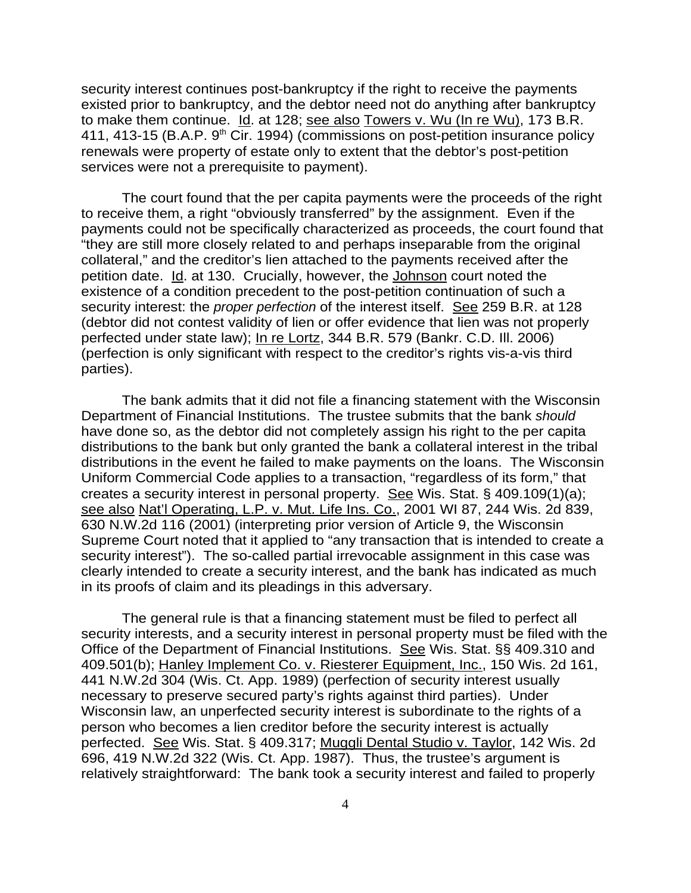security interest continues post-bankruptcy if the right to receive the payments existed prior to bankruptcy, and the debtor need not do anything after bankruptcy to make them continue. Id. at 128; see also Towers v. Wu (In re Wu), 173 B.R. 411, 413-15 (B.A.P. 9th Cir. 1994) (commissions on post-petition insurance policy renewals were property of estate only to extent that the debtor's post-petition services were not a prerequisite to payment).

The court found that the per capita payments were the proceeds of the right to receive them, a right "obviously transferred" by the assignment. Even if the payments could not be specifically characterized as proceeds, the court found that "they are still more closely related to and perhaps inseparable from the original collateral," and the creditor's lien attached to the payments received after the petition date. Id. at 130. Crucially, however, the Johnson court noted the existence of a condition precedent to the post-petition continuation of such a security interest: the *proper perfection* of the interest itself. See 259 B.R. at 128 (debtor did not contest validity of lien or offer evidence that lien was not properly perfected under state law); In re Lortz, 344 B.R. 579 (Bankr. C.D. Ill. 2006) (perfection is only significant with respect to the creditor's rights vis-a-vis third parties).

The bank admits that it did not file a financing statement with the Wisconsin Department of Financial Institutions. The trustee submits that the bank *should* have done so, as the debtor did not completely assign his right to the per capita distributions to the bank but only granted the bank a collateral interest in the tribal distributions in the event he failed to make payments on the loans. The Wisconsin Uniform Commercial Code applies to a transaction, "regardless of its form," that creates a security interest in personal property. See Wis. Stat. § 409.109(1)(a); see also Nat'l Operating, L.P. v. Mut. Life Ins. Co., 2001 WI 87, 244 Wis. 2d 839, 630 N.W.2d 116 (2001) (interpreting prior version of Article 9, the Wisconsin Supreme Court noted that it applied to "any transaction that is intended to create a security interest"). The so-called partial irrevocable assignment in this case was clearly intended to create a security interest, and the bank has indicated as much in its proofs of claim and its pleadings in this adversary.

The general rule is that a financing statement must be filed to perfect all security interests, and a security interest in personal property must be filed with the Office of the Department of Financial Institutions. See Wis. Stat. §§ 409.310 and 409.501(b); Hanley Implement Co. v. Riesterer Equipment, Inc., 150 Wis. 2d 161, 441 N.W.2d 304 (Wis. Ct. App. 1989) (perfection of security interest usually necessary to preserve secured party's rights against third parties). Under Wisconsin law, an unperfected security interest is subordinate to the rights of a person who becomes a lien creditor before the security interest is actually perfected. See Wis. Stat. § 409.317; Muggli Dental Studio v. Taylor, 142 Wis. 2d 696, 419 N.W.2d 322 (Wis. Ct. App. 1987). Thus, the trustee's argument is relatively straightforward: The bank took a security interest and failed to properly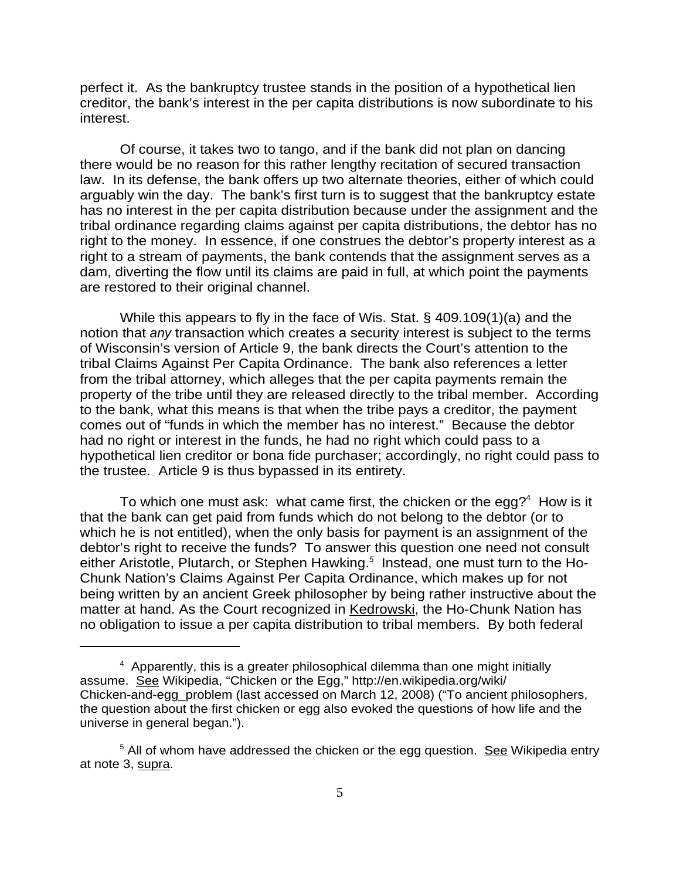perfect it. As the bankruptcy trustee stands in the position of a hypothetical lien creditor, the bank's interest in the per capita distributions is now subordinate to his interest.

Of course, it takes two to tango, and if the bank did not plan on dancing there would be no reason for this rather lengthy recitation of secured transaction law. In its defense, the bank offers up two alternate theories, either of which could arguably win the day. The bank's first turn is to suggest that the bankruptcy estate has no interest in the per capita distribution because under the assignment and the tribal ordinance regarding claims against per capita distributions, the debtor has no right to the money. In essence, if one construes the debtor's property interest as a right to a stream of payments, the bank contends that the assignment serves as a dam, diverting the flow until its claims are paid in full, at which point the payments are restored to their original channel.

While this appears to fly in the face of Wis. Stat. § 409.109(1)(a) and the notion that *any* transaction which creates a security interest is subject to the terms of Wisconsin's version of Article 9, the bank directs the Court's attention to the tribal Claims Against Per Capita Ordinance. The bank also references a letter from the tribal attorney, which alleges that the per capita payments remain the property of the tribe until they are released directly to the tribal member. According to the bank, what this means is that when the tribe pays a creditor, the payment comes out of "funds in which the member has no interest." Because the debtor had no right or interest in the funds, he had no right which could pass to a hypothetical lien creditor or bona fide purchaser; accordingly, no right could pass to the trustee. Article 9 is thus bypassed in its entirety.

To which one must ask: what came first, the chicken or the egg?[4] How is it that the bank can get paid from funds which do not belong to the debtor (or to which he is not entitled), when the only basis for payment is an assignment of the debtor's right to receive the funds? To answer this question one need not consult either Aristotle, Plutarch, or Stephen Hawking.[5] Instead, one must turn to the Ho-Chunk Nation's Claims Against Per Capita Ordinance, which makes up for not being written by an ancient Greek philosopher by being rather instructive about the matter at hand. As the Court recognized in Kedrowski, the Ho-Chunk Nation has no obligation to issue a per capita distribution to tribal members. By both federal

---

[4] Apparently, this is a greater philosophical dilemma than one might initially assume. See Wikipedia, "Chicken or the Egg," http://en.wikipedia.org/wiki/Chicken-and-egg_problem (last accessed on March 12, 2008) ("To ancient philosophers, the question about the first chicken or egg also evoked the questions of how life and the universe in general began.").

[5] All of whom have addressed the chicken or the egg question. See Wikipedia entry at note 3, supra.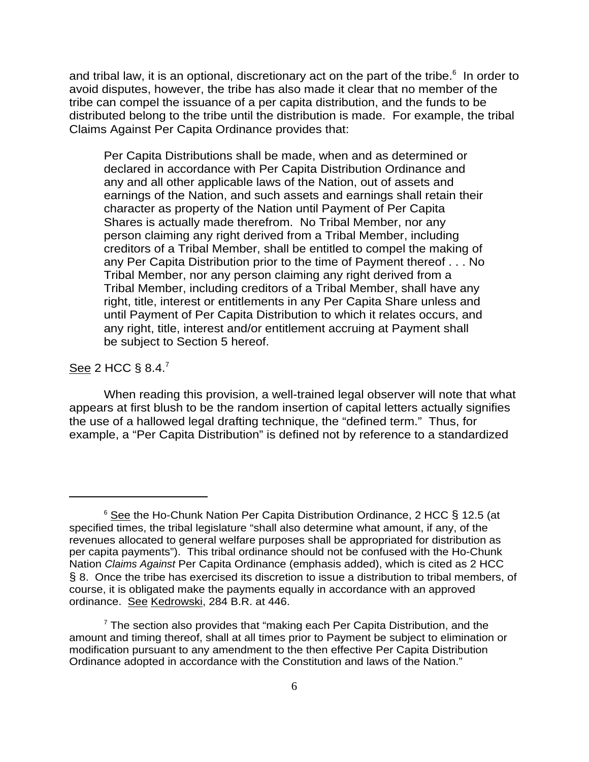and tribal law, it is an optional, discretionary act on the part of the tribe.[6] In order to avoid disputes, however, the tribe has also made it clear that no member of the tribe can compel the issuance of a per capita distribution, and the funds to be distributed belong to the tribe until the distribution is made. For example, the tribal Claims Against Per Capita Ordinance provides that:

> Per Capita Distributions shall be made, when and as determined or declared in accordance with Per Capita Distribution Ordinance and any and all other applicable laws of the Nation, out of assets and earnings of the Nation, and such assets and earnings shall retain their character as property of the Nation until Payment of Per Capita Shares is actually made therefrom. No Tribal Member, nor any person claiming any right derived from a Tribal Member, including creditors of a Tribal Member, shall be entitled to compel the making of any Per Capita Distribution prior to the time of Payment thereof . . . No Tribal Member, nor any person claiming any right derived from a Tribal Member, including creditors of a Tribal Member, shall have any right, title, interest or entitlements in any Per Capita Share unless and until Payment of Per Capita Distribution to which it relates occurs, and any right, title, interest and/or entitlement accruing at Payment shall be subject to Section 5 hereof.

See 2 HCC § 8.4.[7]

When reading this provision, a well-trained legal observer will note that what appears at first blush to be the random insertion of capital letters actually signifies the use of a hallowed legal drafting technique, the "defined term." Thus, for example, a "Per Capita Distribution" is defined not by reference to a standardized

---

[6] See the Ho-Chunk Nation Per Capita Distribution Ordinance, 2 HCC § 12.5 (at specified times, the tribal legislature "shall also determine what amount, if any, of the revenues allocated to general welfare purposes shall be appropriated for distribution as per capita payments"). This tribal ordinance should not be confused with the Ho-Chunk Nation *Claims Against* Per Capita Ordinance (emphasis added), which is cited as 2 HCC § 8. Once the tribe has exercised its discretion to issue a distribution to tribal members, of course, it is obligated make the payments equally in accordance with an approved ordinance. See Kedrowski, 284 B.R. at 446.

[7] The section also provides that "making each Per Capita Distribution, and the amount and timing thereof, shall at all times prior to Payment be subject to elimination or modification pursuant to any amendment to the then effective Per Capita Distribution Ordinance adopted in accordance with the Constitution and laws of the Nation."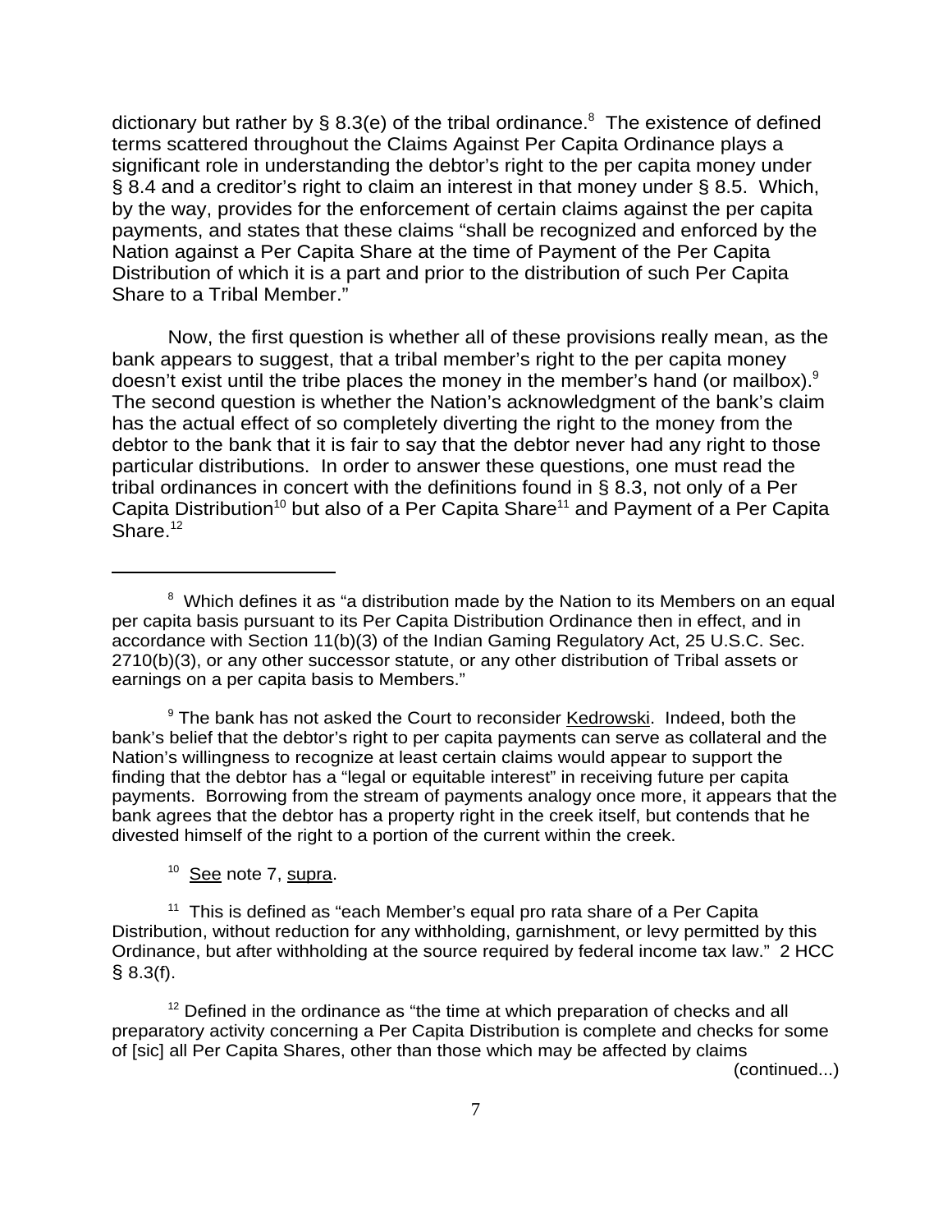dictionary but rather by § 8.3(e) of the tribal ordinance.[8] The existence of defined terms scattered throughout the Claims Against Per Capita Ordinance plays a significant role in understanding the debtor's right to the per capita money under § 8.4 and a creditor's right to claim an interest in that money under § 8.5. Which, by the way, provides for the enforcement of certain claims against the per capita payments, and states that these claims "shall be recognized and enforced by the Nation against a Per Capita Share at the time of Payment of the Per Capita Distribution of which it is a part and prior to the distribution of such Per Capita Share to a Tribal Member."

Now, the first question is whether all of these provisions really mean, as the bank appears to suggest, that a tribal member's right to the per capita money doesn't exist until the tribe places the money in the member's hand (or mailbox).[9] The second question is whether the Nation's acknowledgment of the bank's claim has the actual effect of so completely diverting the right to the money from the debtor to the bank that it is fair to say that the debtor never had any right to those particular distributions. In order to answer these questions, one must read the tribal ordinances in concert with the definitions found in § 8.3, not only of a Per Capita Distribution[10] but also of a Per Capita Share[11] and Payment of a Per Capita Share.[12]

---

[8] Which defines it as "a distribution made by the Nation to its Members on an equal per capita basis pursuant to its Per Capita Distribution Ordinance then in effect, and in accordance with Section 11(b)(3) of the Indian Gaming Regulatory Act, 25 U.S.C. Sec. 2710(b)(3), or any other successor statute, or any other distribution of Tribal assets or earnings on a per capita basis to Members."

[9] The bank has not asked the Court to reconsider Kedrowski. Indeed, both the bank's belief that the debtor's right to per capita payments can serve as collateral and the Nation's willingness to recognize at least certain claims would appear to support the finding that the debtor has a "legal or equitable interest" in receiving future per capita payments. Borrowing from the stream of payments analogy once more, it appears that the bank agrees that the debtor has a property right in the creek itself, but contends that he divested himself of the right to a portion of the current within the creek.

[10] See note 7, supra.

[11] This is defined as "each Member's equal pro rata share of a Per Capita Distribution, without reduction for any withholding, garnishment, or levy permitted by this Ordinance, but after withholding at the source required by federal income tax law." 2 HCC § 8.3(f).

[12] Defined in the ordinance as "the time at which preparation of checks and all preparatory activity concerning a Per Capita Distribution is complete and checks for some of [sic] all Per Capita Shares, other than those which may be affected by claims

(continued...)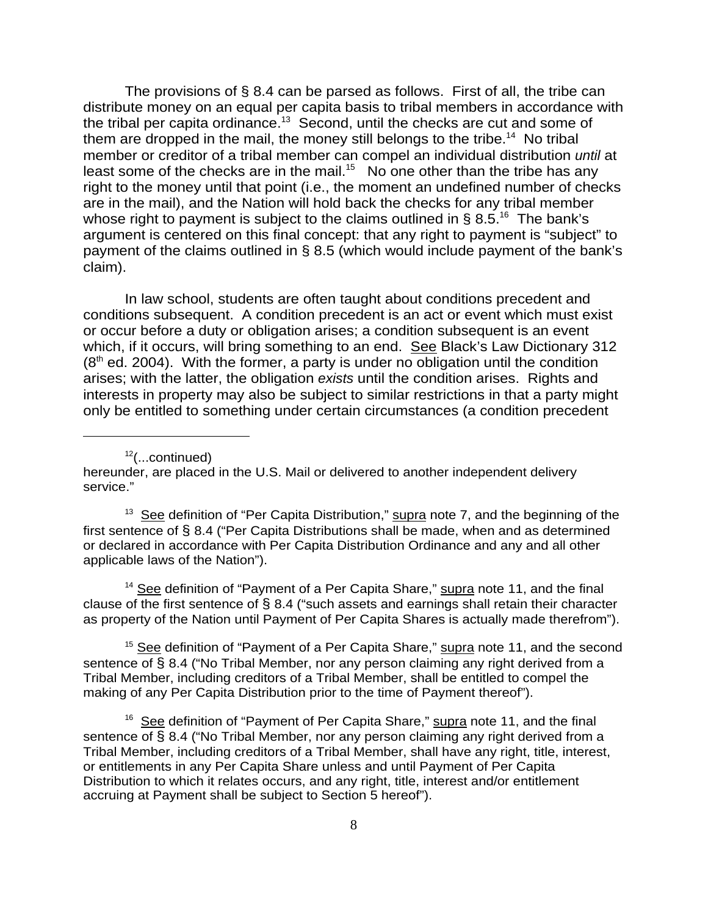The provisions of § 8.4 can be parsed as follows. First of all, the tribe can distribute money on an equal per capita basis to tribal members in accordance with the tribal per capita ordinance.[13] Second, until the checks are cut and some of them are dropped in the mail, the money still belongs to the tribe.[14] No tribal member or creditor of a tribal member can compel an individual distribution *until* at least some of the checks are in the mail.[15] No one other than the tribe has any right to the money until that point (i.e., the moment an undefined number of checks are in the mail), and the Nation will hold back the checks for any tribal member whose right to payment is subject to the claims outlined in § 8.5.[16] The bank's argument is centered on this final concept: that any right to payment is "subject" to payment of the claims outlined in § 8.5 (which would include payment of the bank's claim).

In law school, students are often taught about conditions precedent and conditions subsequent. A condition precedent is an act or event which must exist or occur before a duty or obligation arises; a condition subsequent is an event which, if it occurs, will bring something to an end. See Black's Law Dictionary 312 (8th ed. 2004). With the former, a party is under no obligation until the condition arises; with the latter, the obligation *exists* until the condition arises. Rights and interests in property may also be subject to similar restrictions in that a party might only be entitled to something under certain circumstances (a condition precedent

---

[12](...continued) hereunder, are placed in the U.S. Mail or delivered to another independent delivery service."

[13] See definition of "Per Capita Distribution," supra note 7, and the beginning of the first sentence of § 8.4 ("Per Capita Distributions shall be made, when and as determined or declared in accordance with Per Capita Distribution Ordinance and any and all other applicable laws of the Nation").

[14] See definition of "Payment of a Per Capita Share," supra note 11, and the final clause of the first sentence of § 8.4 ("such assets and earnings shall retain their character as property of the Nation until Payment of Per Capita Shares is actually made therefrom").

[15] See definition of "Payment of a Per Capita Share," supra note 11, and the second sentence of § 8.4 ("No Tribal Member, nor any person claiming any right derived from a Tribal Member, including creditors of a Tribal Member, shall be entitled to compel the making of any Per Capita Distribution prior to the time of Payment thereof").

[16] See definition of "Payment of Per Capita Share," supra note 11, and the final sentence of § 8.4 ("No Tribal Member, nor any person claiming any right derived from a Tribal Member, including creditors of a Tribal Member, shall have any right, title, interest, or entitlements in any Per Capita Share unless and until Payment of Per Capita Distribution to which it relates occurs, and any right, title, interest and/or entitlement accruing at Payment shall be subject to Section 5 hereof").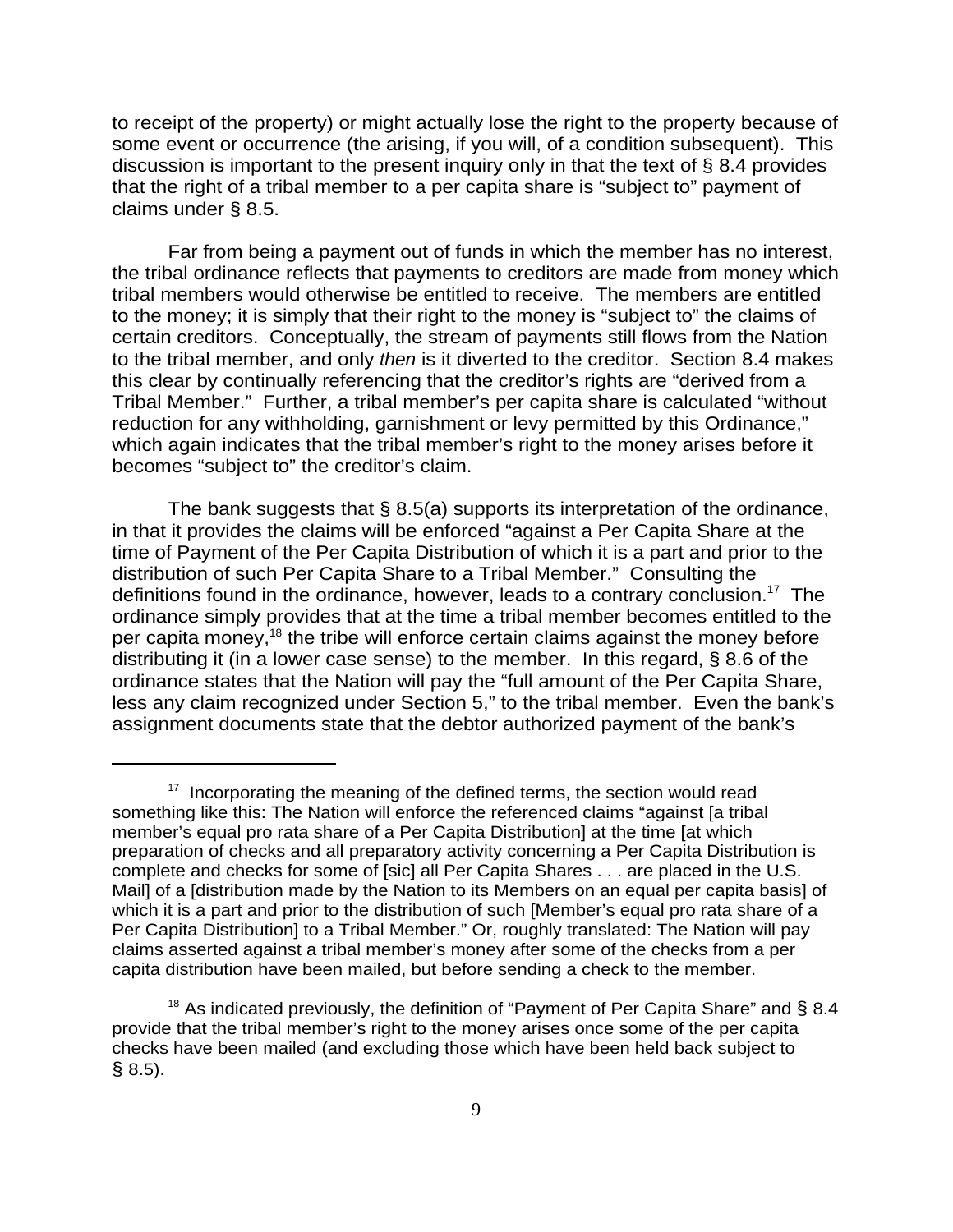to receipt of the property) or might actually lose the right to the property because of some event or occurrence (the arising, if you will, of a condition subsequent). This discussion is important to the present inquiry only in that the text of § 8.4 provides that the right of a tribal member to a per capita share is "subject to" payment of claims under § 8.5.

Far from being a payment out of funds in which the member has no interest, the tribal ordinance reflects that payments to creditors are made from money which tribal members would otherwise be entitled to receive. The members are entitled to the money; it is simply that their right to the money is "subject to" the claims of certain creditors. Conceptually, the stream of payments still flows from the Nation to the tribal member, and only *then* is it diverted to the creditor. Section 8.4 makes this clear by continually referencing that the creditor's rights are "derived from a Tribal Member." Further, a tribal member's per capita share is calculated "without reduction for any withholding, garnishment or levy permitted by this Ordinance," which again indicates that the tribal member's right to the money arises before it becomes "subject to" the creditor's claim.

The bank suggests that § 8.5(a) supports its interpretation of the ordinance, in that it provides the claims will be enforced "against a Per Capita Share at the time of Payment of the Per Capita Distribution of which it is a part and prior to the distribution of such Per Capita Share to a Tribal Member." Consulting the definitions found in the ordinance, however, leads to a contrary conclusion.[17] The ordinance simply provides that at the time a tribal member becomes entitled to the per capita money,[18] the tribe will enforce certain claims against the money before distributing it (in a lower case sense) to the member. In this regard, § 8.6 of the ordinance states that the Nation will pay the "full amount of the Per Capita Share, less any claim recognized under Section 5," to the tribal member. Even the bank's assignment documents state that the debtor authorized payment of the bank's

---

[17] Incorporating the meaning of the defined terms, the section would read something like this: The Nation will enforce the referenced claims "against [a tribal member's equal pro rata share of a Per Capita Distribution] at the time [at which preparation of checks and all preparatory activity concerning a Per Capita Distribution is complete and checks for some of [sic] all Per Capita Shares . . . are placed in the U.S. Mail] of a [distribution made by the Nation to its Members on an equal per capita basis] of which it is a part and prior to the distribution of such [Member's equal pro rata share of a Per Capita Distribution] to a Tribal Member." Or, roughly translated: The Nation will pay claims asserted against a tribal member's money after some of the checks from a per capita distribution have been mailed, but before sending a check to the member.

[18] As indicated previously, the definition of "Payment of Per Capita Share" and § 8.4 provide that the tribal member's right to the money arises once some of the per capita checks have been mailed (and excluding those which have been held back subject to § 8.5).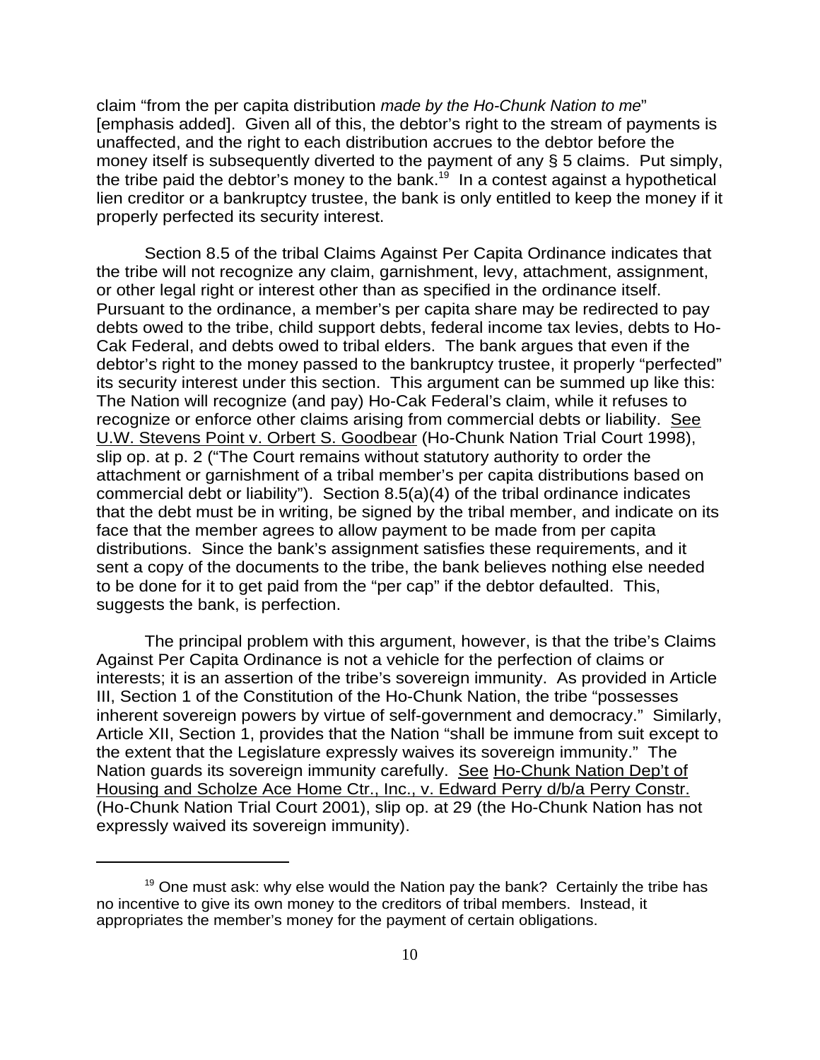claim "from the per capita distribution *made by the Ho-Chunk Nation to me*" [emphasis added]. Given all of this, the debtor's right to the stream of payments is unaffected, and the right to each distribution accrues to the debtor before the money itself is subsequently diverted to the payment of any § 5 claims. Put simply, the tribe paid the debtor's money to the bank.[19] In a contest against a hypothetical lien creditor or a bankruptcy trustee, the bank is only entitled to keep the money if it properly perfected its security interest.

Section 8.5 of the tribal Claims Against Per Capita Ordinance indicates that the tribe will not recognize any claim, garnishment, levy, attachment, assignment, or other legal right or interest other than as specified in the ordinance itself. Pursuant to the ordinance, a member's per capita share may be redirected to pay debts owed to the tribe, child support debts, federal income tax levies, debts to Ho-Cak Federal, and debts owed to tribal elders. The bank argues that even if the debtor's right to the money passed to the bankruptcy trustee, it properly "perfected" its security interest under this section. This argument can be summed up like this: The Nation will recognize (and pay) Ho-Cak Federal's claim, while it refuses to recognize or enforce other claims arising from commercial debts or liability. See U.W. Stevens Point v. Orbert S. Goodbear (Ho-Chunk Nation Trial Court 1998), slip op. at p. 2 ("The Court remains without statutory authority to order the attachment or garnishment of a tribal member's per capita distributions based on commercial debt or liability"). Section 8.5(a)(4) of the tribal ordinance indicates that the debt must be in writing, be signed by the tribal member, and indicate on its face that the member agrees to allow payment to be made from per capita distributions. Since the bank's assignment satisfies these requirements, and it sent a copy of the documents to the tribe, the bank believes nothing else needed to be done for it to get paid from the "per cap" if the debtor defaulted. This, suggests the bank, is perfection.

The principal problem with this argument, however, is that the tribe's Claims Against Per Capita Ordinance is not a vehicle for the perfection of claims or interests; it is an assertion of the tribe's sovereign immunity. As provided in Article III, Section 1 of the Constitution of the Ho-Chunk Nation, the tribe "possesses inherent sovereign powers by virtue of self-government and democracy." Similarly, Article XII, Section 1, provides that the Nation "shall be immune from suit except to the extent that the Legislature expressly waives its sovereign immunity." The Nation guards its sovereign immunity carefully. See Ho-Chunk Nation Dep't of Housing and Scholze Ace Home Ctr., Inc., v. Edward Perry d/b/a Perry Constr. (Ho-Chunk Nation Trial Court 2001), slip op. at 29 (the Ho-Chunk Nation has not expressly waived its sovereign immunity).

---

[19] One must ask: why else would the Nation pay the bank? Certainly the tribe has no incentive to give its own money to the creditors of tribal members. Instead, it appropriates the member's money for the payment of certain obligations.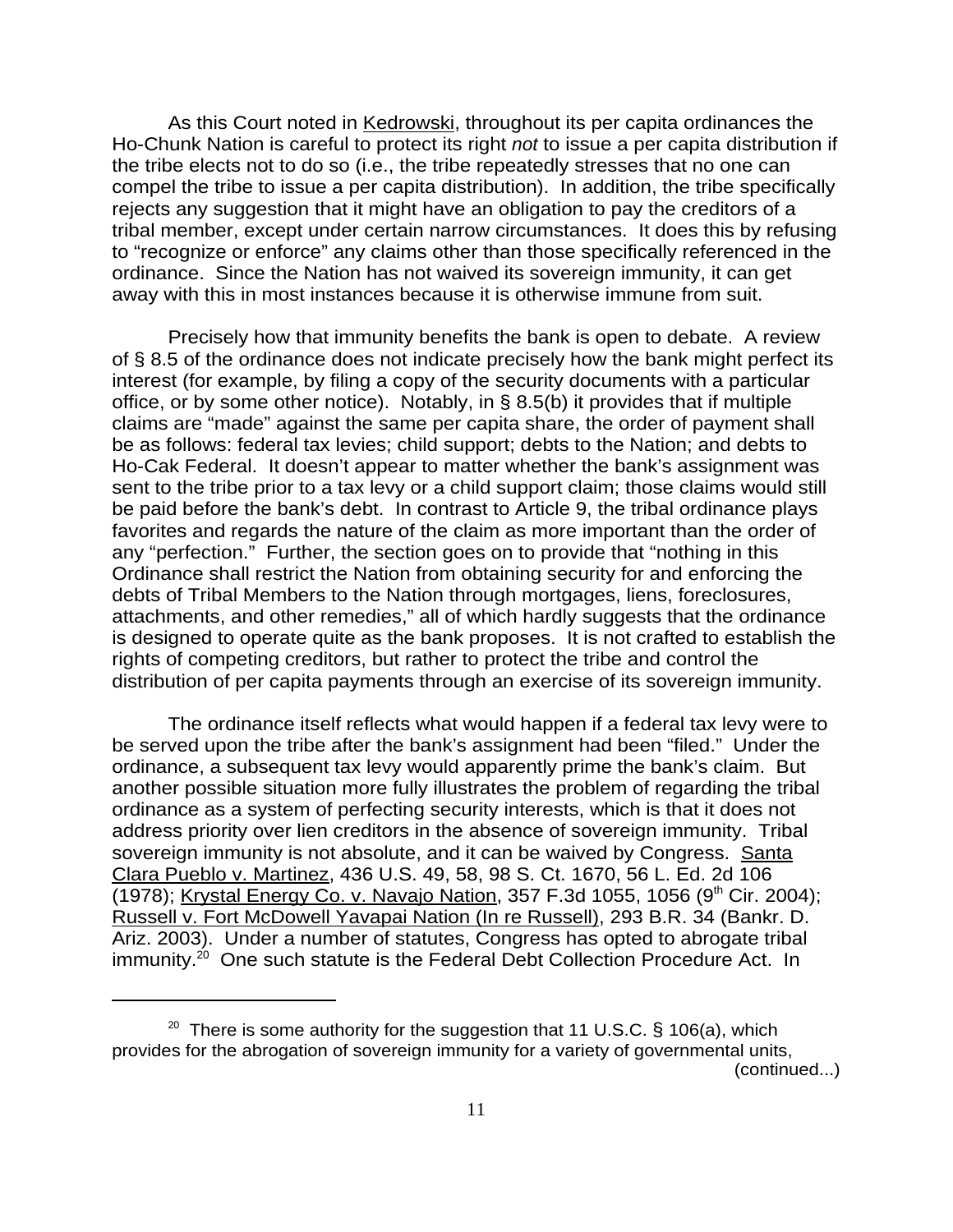As this Court noted in Kedrowski, throughout its per capita ordinances the Ho-Chunk Nation is careful to protect its right *not* to issue a per capita distribution if the tribe elects not to do so (i.e., the tribe repeatedly stresses that no one can compel the tribe to issue a per capita distribution). In addition, the tribe specifically rejects any suggestion that it might have an obligation to pay the creditors of a tribal member, except under certain narrow circumstances. It does this by refusing to "recognize or enforce" any claims other than those specifically referenced in the ordinance. Since the Nation has not waived its sovereign immunity, it can get away with this in most instances because it is otherwise immune from suit.

Precisely how that immunity benefits the bank is open to debate. A review of § 8.5 of the ordinance does not indicate precisely how the bank might perfect its interest (for example, by filing a copy of the security documents with a particular office, or by some other notice). Notably, in § 8.5(b) it provides that if multiple claims are "made" against the same per capita share, the order of payment shall be as follows: federal tax levies; child support; debts to the Nation; and debts to Ho-Cak Federal. It doesn't appear to matter whether the bank's assignment was sent to the tribe prior to a tax levy or a child support claim; those claims would still be paid before the bank's debt. In contrast to Article 9, the tribal ordinance plays favorites and regards the nature of the claim as more important than the order of any "perfection." Further, the section goes on to provide that "nothing in this Ordinance shall restrict the Nation from obtaining security for and enforcing the debts of Tribal Members to the Nation through mortgages, liens, foreclosures, attachments, and other remedies," all of which hardly suggests that the ordinance is designed to operate quite as the bank proposes. It is not crafted to establish the rights of competing creditors, but rather to protect the tribe and control the distribution of per capita payments through an exercise of its sovereign immunity.

The ordinance itself reflects what would happen if a federal tax levy were to be served upon the tribe after the bank's assignment had been "filed." Under the ordinance, a subsequent tax levy would apparently prime the bank's claim. But another possible situation more fully illustrates the problem of regarding the tribal ordinance as a system of perfecting security interests, which is that it does not address priority over lien creditors in the absence of sovereign immunity. Tribal sovereign immunity is not absolute, and it can be waived by Congress. Santa Clara Pueblo v. Martinez, 436 U.S. 49, 58, 98 S. Ct. 1670, 56 L. Ed. 2d 106 (1978); Krystal Energy Co. v. Navajo Nation, 357 F.3d 1055, 1056 (9th Cir. 2004); Russell v. Fort McDowell Yavapai Nation (In re Russell), 293 B.R. 34 (Bankr. D. Ariz. 2003). Under a number of statutes, Congress has opted to abrogate tribal immunity.[20] One such statute is the Federal Debt Collection Procedure Act. In

---

[20] There is some authority for the suggestion that 11 U.S.C. § 106(a), which provides for the abrogation of sovereign immunity for a variety of governmental units, (continued...)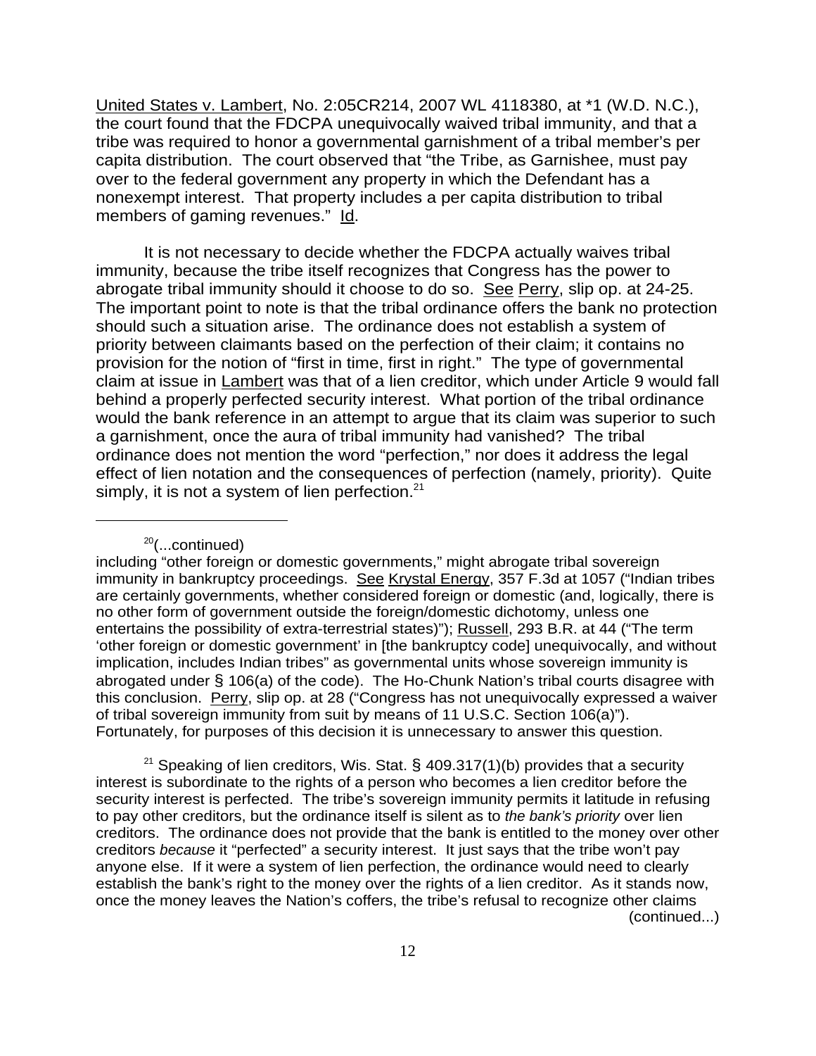United States v. Lambert, No. 2:05CR214, 2007 WL 4118380, at *1 (W.D. N.C.), the court found that the FDCPA unequivocally waived tribal immunity, and that a tribe was required to honor a governmental garnishment of a tribal member's per capita distribution. The court observed that "the Tribe, as Garnishee, must pay over to the federal government any property in which the Defendant has a nonexempt interest. That property includes a per capita distribution to tribal members of gaming revenues." Id.

It is not necessary to decide whether the FDCPA actually waives tribal immunity, because the tribe itself recognizes that Congress has the power to abrogate tribal immunity should it choose to do so. See Perry, slip op. at 24-25. The important point to note is that the tribal ordinance offers the bank no protection should such a situation arise. The ordinance does not establish a system of priority between claimants based on the perfection of their claim; it contains no provision for the notion of "first in time, first in right." The type of governmental claim at issue in Lambert was that of a lien creditor, which under Article 9 would fall behind a properly perfected security interest. What portion of the tribal ordinance would the bank reference in an attempt to argue that its claim was superior to such a garnishment, once the aura of tribal immunity had vanished? The tribal ordinance does not mention the word "perfection," nor does it address the legal effect of lien notation and the consequences of perfection (namely, priority). Quite simply, it is not a system of lien perfection.[21]

---

[20](...continued)
including "other foreign or domestic governments," might abrogate tribal sovereign immunity in bankruptcy proceedings. See Krystal Energy, 357 F.3d at 1057 ("Indian tribes are certainly governments, whether considered foreign or domestic (and, logically, there is no other form of government outside the foreign/domestic dichotomy, unless one entertains the possibility of extra-terrestrial states)"); Russell, 293 B.R. at 44 ("The term 'other foreign or domestic government' in [the bankruptcy code] unequivocally, and without implication, includes Indian tribes" as governmental units whose sovereign immunity is abrogated under § 106(a) of the code). The Ho-Chunk Nation's tribal courts disagree with this conclusion. Perry, slip op. at 28 ("Congress has not unequivocally expressed a waiver of tribal sovereign immunity from suit by means of 11 U.S.C. Section 106(a)"). Fortunately, for purposes of this decision it is unnecessary to answer this question.

[21] Speaking of lien creditors, Wis. Stat. § 409.317(1)(b) provides that a security interest is subordinate to the rights of a person who becomes a lien creditor before the security interest is perfected. The tribe's sovereign immunity permits it latitude in refusing to pay other creditors, but the ordinance itself is silent as to *the bank's priority* over lien creditors. The ordinance does not provide that the bank is entitled to the money over other creditors *because* it "perfected" a security interest. It just says that the tribe won't pay anyone else. If it were a system of lien perfection, the ordinance would need to clearly establish the bank's right to the money over the rights of a lien creditor. As it stands now, once the money leaves the Nation's coffers, the tribe's refusal to recognize other claims (continued...)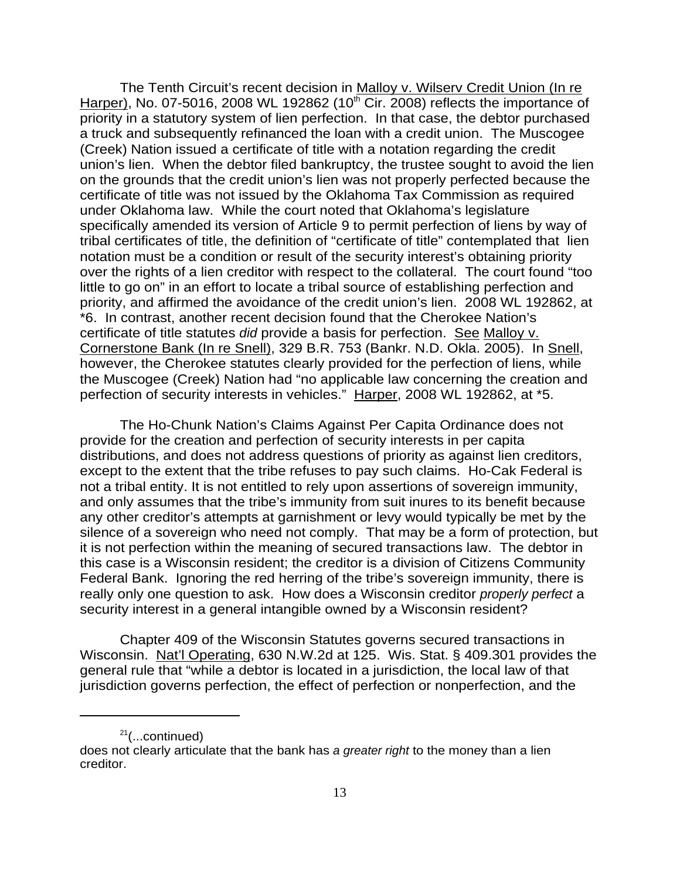The Tenth Circuit's recent decision in Malloy v. Wilserv Credit Union (In re Harper), No. 07-5016, 2008 WL 192862 (10th Cir. 2008) reflects the importance of priority in a statutory system of lien perfection. In that case, the debtor purchased a truck and subsequently refinanced the loan with a credit union. The Muscogee (Creek) Nation issued a certificate of title with a notation regarding the credit union's lien. When the debtor filed bankruptcy, the trustee sought to avoid the lien on the grounds that the credit union's lien was not properly perfected because the certificate of title was not issued by the Oklahoma Tax Commission as required under Oklahoma law. While the court noted that Oklahoma's legislature specifically amended its version of Article 9 to permit perfection of liens by way of tribal certificates of title, the definition of "certificate of title" contemplated that lien notation must be a condition or result of the security interest's obtaining priority over the rights of a lien creditor with respect to the collateral. The court found "too little to go on" in an effort to locate a tribal source of establishing perfection and priority, and affirmed the avoidance of the credit union's lien. 2008 WL 192862, at *6. In contrast, another recent decision found that the Cherokee Nation's certificate of title statutes *did* provide a basis for perfection. See Malloy v. Cornerstone Bank (In re Snell), 329 B.R. 753 (Bankr. N.D. Okla. 2005). In Snell, however, the Cherokee statutes clearly provided for the perfection of liens, while the Muscogee (Creek) Nation had "no applicable law concerning the creation and perfection of security interests in vehicles." Harper, 2008 WL 192862, at *5.

The Ho-Chunk Nation's Claims Against Per Capita Ordinance does not provide for the creation and perfection of security interests in per capita distributions, and does not address questions of priority as against lien creditors, except to the extent that the tribe refuses to pay such claims. Ho-Cak Federal is not a tribal entity. It is not entitled to rely upon assertions of sovereign immunity, and only assumes that the tribe's immunity from suit inures to its benefit because any other creditor's attempts at garnishment or levy would typically be met by the silence of a sovereign who need not comply. That may be a form of protection, but it is not perfection within the meaning of secured transactions law. The debtor in this case is a Wisconsin resident; the creditor is a division of Citizens Community Federal Bank. Ignoring the red herring of the tribe's sovereign immunity, there is really only one question to ask. How does a Wisconsin creditor *properly perfect* a security interest in a general intangible owned by a Wisconsin resident?

Chapter 409 of the Wisconsin Statutes governs secured transactions in Wisconsin. Nat'l Operating, 630 N.W.2d at 125. Wis. Stat. § 409.301 provides the general rule that "while a debtor is located in a jurisdiction, the local law of that jurisdiction governs perfection, the effect of perfection or nonperfection, and the

---

[21](...continued)
does not clearly articulate that the bank has *a greater right* to the money than a lien creditor.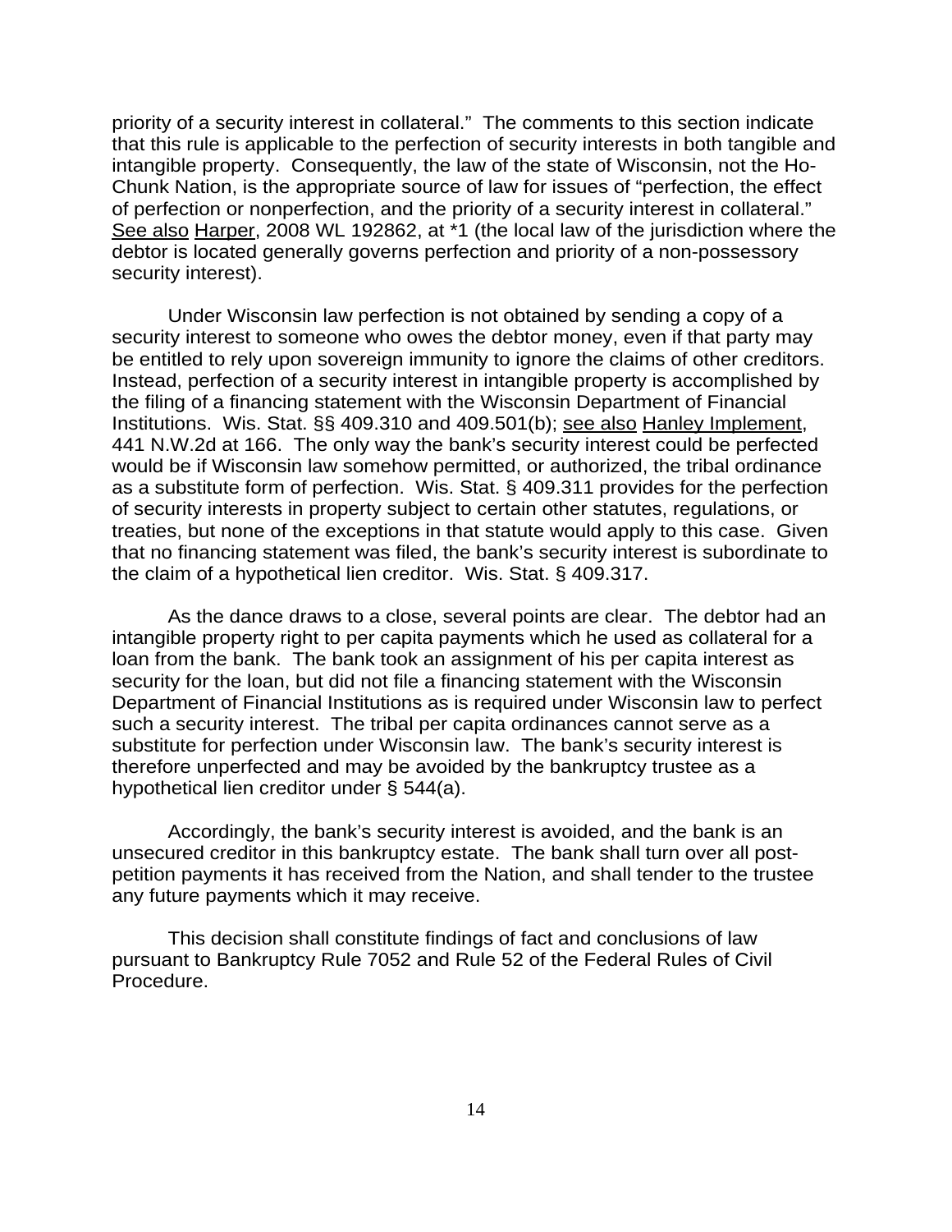priority of a security interest in collateral." The comments to this section indicate that this rule is applicable to the perfection of security interests in both tangible and intangible property. Consequently, the law of the state of Wisconsin, not the Ho-Chunk Nation, is the appropriate source of law for issues of "perfection, the effect of perfection or nonperfection, and the priority of a security interest in collateral." See also Harper, 2008 WL 192862, at *1 (the local law of the jurisdiction where the debtor is located generally governs perfection and priority of a non-possessory security interest).

Under Wisconsin law perfection is not obtained by sending a copy of a security interest to someone who owes the debtor money, even if that party may be entitled to rely upon sovereign immunity to ignore the claims of other creditors. Instead, perfection of a security interest in intangible property is accomplished by the filing of a financing statement with the Wisconsin Department of Financial Institutions. Wis. Stat. §§ 409.310 and 409.501(b); see also Hanley Implement, 441 N.W.2d at 166. The only way the bank's security interest could be perfected would be if Wisconsin law somehow permitted, or authorized, the tribal ordinance as a substitute form of perfection. Wis. Stat. § 409.311 provides for the perfection of security interests in property subject to certain other statutes, regulations, or treaties, but none of the exceptions in that statute would apply to this case. Given that no financing statement was filed, the bank's security interest is subordinate to the claim of a hypothetical lien creditor. Wis. Stat. § 409.317.

As the dance draws to a close, several points are clear. The debtor had an intangible property right to per capita payments which he used as collateral for a loan from the bank. The bank took an assignment of his per capita interest as security for the loan, but did not file a financing statement with the Wisconsin Department of Financial Institutions as is required under Wisconsin law to perfect such a security interest. The tribal per capita ordinances cannot serve as a substitute for perfection under Wisconsin law. The bank's security interest is therefore unperfected and may be avoided by the bankruptcy trustee as a hypothetical lien creditor under § 544(a).

Accordingly, the bank's security interest is avoided, and the bank is an unsecured creditor in this bankruptcy estate. The bank shall turn over all post-petition payments it has received from the Nation, and shall tender to the trustee any future payments which it may receive.

This decision shall constitute findings of fact and conclusions of law pursuant to Bankruptcy Rule 7052 and Rule 52 of the Federal Rules of Civil Procedure.